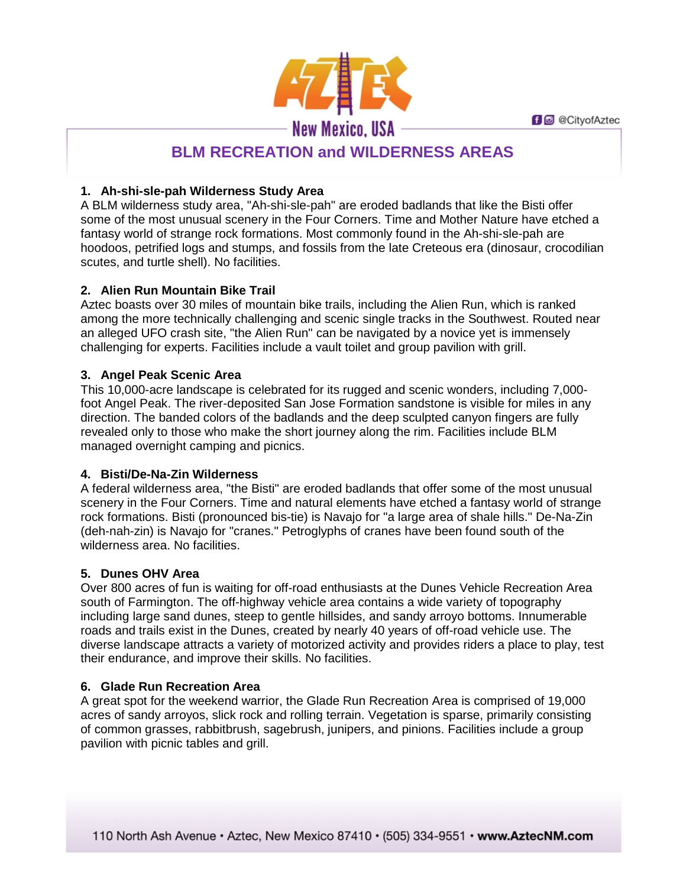# BLM RECREATION and WILDERNESS AREAS

### 1. Ah-shi-sle-pah Wilderness Study Area

A BLM wilderness study area, "Ah-shi-sle-pah" are eroded badlands that like the Bisti offer some of the most unusual scenery in the Four Corners. Time and Mother Nature have etched a fantasy world of strange rock formations. Most commonly found in the Ah-shi-sle-pah are hoodoos, petrified logs and stumps, and fossils from the late Creteous era (dinosaur, crocodilian scutes, and turtle shell). No facilities.

### 2. Alien Run Mountain Bike Trail

Aztec boasts over 30 miles of mountain bike trails, including the Alien Run, which is ranked among the more technically challenging and scenic single tracks in the Southwest. Routed near an alleged UFO crash site, "the Alien Run" can be navigated by a novice yet is immensely challenging for experts. Facilities include a vault toilet and group pavilion with grill.

### 3. Angel Peak Scenic Area

This 10,000-acre landscape is celebrated for its rugged and scenic wonders, including 7,000-foot Angel Peak. The river-deposited San Jose Formation sandstone is visible for miles in any direction. The banded colors of the badlands and the deep sculpted canyon fingers are fully revealed only to those who make the short journey along the rim. Facilities include BLM managed overnight camping and picnics.

### 4. Bisti/De-Na-Zin Wilderness

A federal wilderness area, "the Bisti" are eroded badlands that offer some of the most unusual scenery in the Four Corners. Time and natural elements have etched a fantasy world of strange rock formations. Bisti (pronounced bis-tie) is Navajo for "a large area of shale hills." De-Na-Zin (deh-nah-zin) is Navajo for "cranes." Petroglyphs of cranes have been found south of the wilderness area. No facilities.

### 5. Dunes OHV Area

Over 800 acres of fun is waiting for off-road enthusiasts at the Dunes Vehicle Recreation Area south of Farmington. The off-highway vehicle area contains a wide variety of topography including large sand dunes, steep to gentle hillsides, and sandy arroyo bottoms. Innumerable roads and trails exist in the Dunes, created by nearly 40 years of off-road vehicle use. The diverse landscape attracts a variety of motorized activity and provides riders a place to play, test their endurance, and improve their skills. No facilities.

### 6. Glade Run Recreation Area

A great spot for the weekend warrior, the Glade Run Recreation Area is comprised of 19,000 acres of sandy arroyos, slick rock and rolling terrain. Vegetation is sparse, primarily consisting of common grasses, rabbitbrush, sagebrush, junipers, and pinions. Facilities include a group pavilion with picnic tables and grill.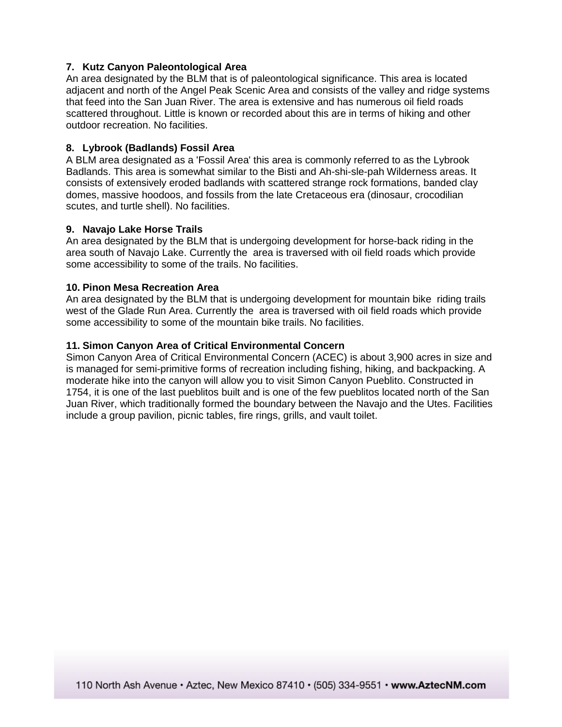**7. Kutz Canyon Paleontological Area**

An area designated by the BLM that is of paleontological significance. This area is located adjacent and north of the Angel Peak Scenic Area and consists of the valley and ridge systems that feed into the San Juan River. The area is extensive and has numerous oil field roads scattered throughout. Little is known or recorded about this are in terms of hiking and other outdoor recreation. No facilities.

**8. Lybrook (Badlands) Fossil Area**

A BLM area designated as a 'Fossil Area' this area is commonly referred to as the Lybrook Badlands. This area is somewhat similar to the Bisti and Ah-shi-sle-pah Wilderness areas. It consists of extensively eroded badlands with scattered strange rock formations, banded clay domes, massive hoodoos, and fossils from the late Cretaceous era (dinosaur, crocodilian scutes, and turtle shell). No facilities.

**9. Navajo Lake Horse Trails**

An area designated by the BLM that is undergoing development for horse-back riding in the area south of Navajo Lake. Currently the area is traversed with oil field roads which provide some accessibility to some of the trails. No facilities.

**10. Pinon Mesa Recreation Area**

An area designated by the BLM that is undergoing development for mountain bike riding trails west of the Glade Run Area. Currently the area is traversed with oil field roads which provide some accessibility to some of the mountain bike trails. No facilities.

**11. Simon Canyon Area of Critical Environmental Concern**

Simon Canyon Area of Critical Environmental Concern (ACEC) is about 3,900 acres in size and is managed for semi-primitive forms of recreation including fishing, hiking, and backpacking. A moderate hike into the canyon will allow you to visit Simon Canyon Pueblito. Constructed in 1754, it is one of the last pueblitos built and is one of the few pueblitos located north of the San Juan River, which traditionally formed the boundary between the Navajo and the Utes. Facilities include a group pavilion, picnic tables, fire rings, grills, and vault toilet.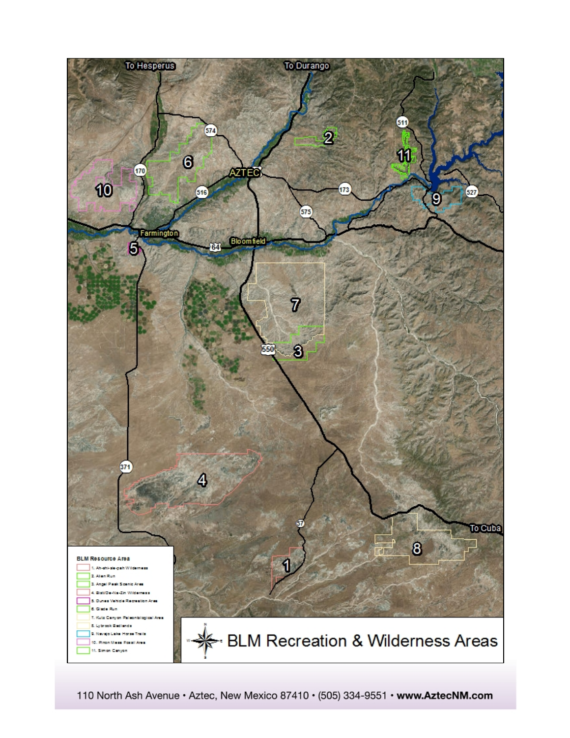# BLM Recreation & Wilderness Areas

To Hesperus

To Durango

To Cuba

AZTEC

Farmington

Bloomfield

574

170

516

173

575

511

527

64

550

371

57

1

2

3

4

5

6

7

8

9

10

11

**BLM Resource Area**

1. Ah-shi-sle-pah Wilderness
2. Alien Run
3. Angel Peak Scenic Area
4. Bisti/De-Na-Zin Wilderness
5. Dunes Vehicle Recreation Area
6. Glade Run
7. Kutz Canyon Paleontological Area
8. Lybrook Badlands
9. Navajo Lake Horse Trails
10. Pinon Mesa Fossil Area
11. Simon Canyon

110 North Ash Avenue • Aztec, New Mexico 87410 • (505) 334-9551 • **www.AztecNM.com**